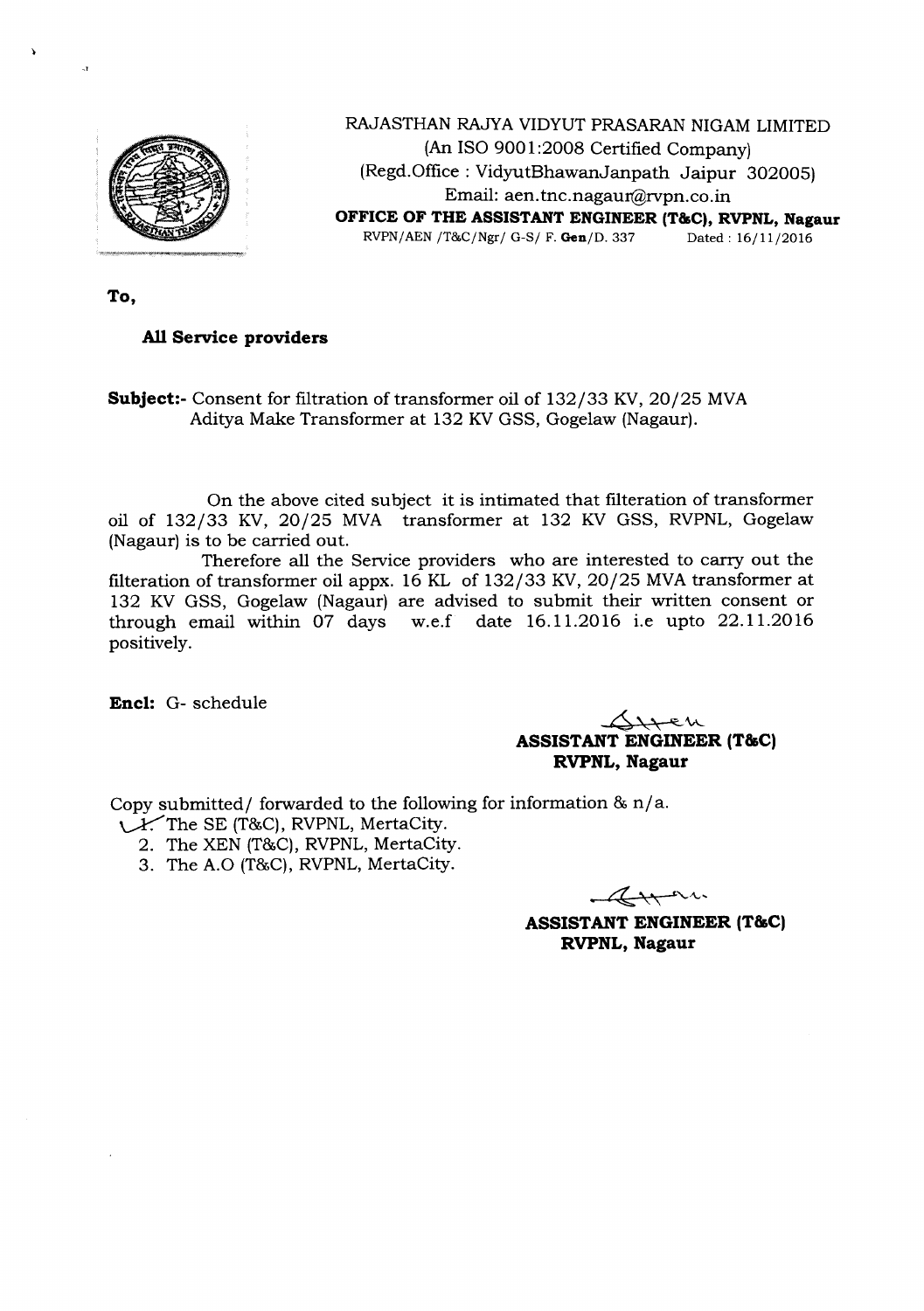RAJASTHAN RAJYA VIDYUT PRASARAN NIGAM LIMITED
(An ISO 9001:2008 Certified Company)
(Regd.Office : VidyutBhawanJanpath Jaipur 302005)
Email: aen.tnc.nagaur@rvpn.co.in

**OFFICE OF THE ASSISTANT ENGINEER (T&C), RVPNL, Nagaur**

RVPN/AEN /T&C/Ngr/ G-S/ F. **Gen**/D. 337 Dated : 16/11/2016

**To,**

**All Service providers**

**Subject:-** Consent for filtration of transformer oil of 132/33 KV, 20/25 MVA Aditya Make Transformer at 132 KV GSS, Gogelaw (Nagaur).

On the above cited subject it is intimated that filteration of transformer oil of 132/33 KV, 20/25 MVA transformer at 132 KV GSS, RVPNL, Gogelaw (Nagaur) is to be carried out.

Therefore all the Service providers who are interested to carry out the filteration of transformer oil appx. 16 KL of 132/33 KV, 20/25 MVA transformer at 132 KV GSS, Gogelaw (Nagaur) are advised to submit their written consent or through email within 07 days w.e.f date 16.11.2016 i.e upto 22.11.2016 positively.

**Encl:** G- schedule

**ASSISTANT ENGINEER (T&C)**
**RVPNL, Nagaur**

Copy submitted/ forwarded to the following for information & n/a.

1. The SE (T&C), RVPNL, MertaCity.
2. The XEN (T&C), RVPNL, MertaCity.
3. The A.O (T&C), RVPNL, MertaCity.

**ASSISTANT ENGINEER (T&C)**
**RVPNL, Nagaur**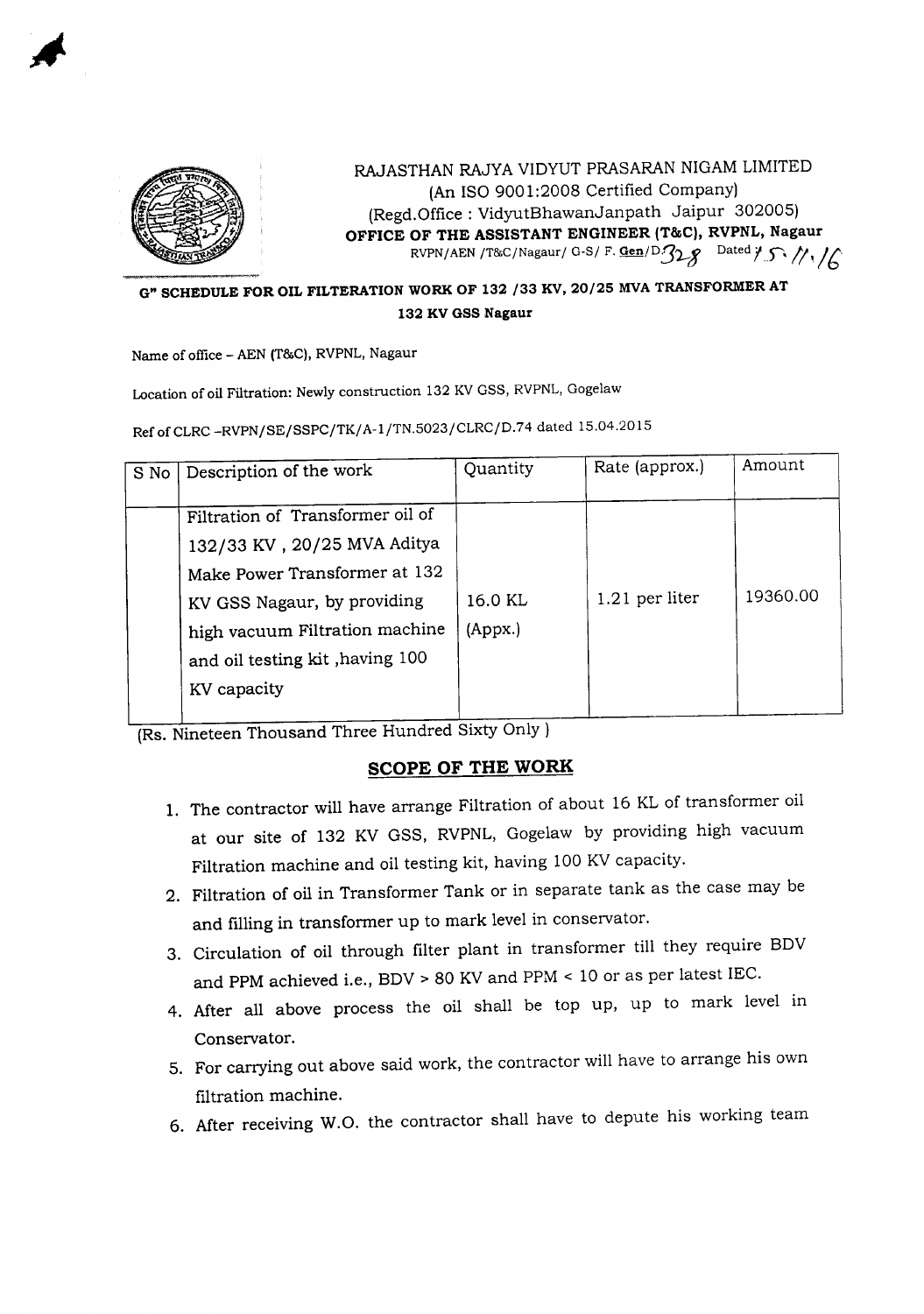RAJASTHAN RAJYA VIDYUT PRASARAN NIGAM LIMITED
(An ISO 9001:2008 Certified Company)
(Regd.Office : VidyutBhawanJanpath Jaipur 302005)
**OFFICE OF THE ASSISTANT ENGINEER (T&C), RVPNL, Nagaur**
RVPN/AEN /T&C/Nagaur/ G-S/ F. Gen/D328 Dated 15.11.16

**G" SCHEDULE FOR OIL FILTERATION WORK OF 132 /33 KV, 20/25 MVA TRANSFORMER AT 132 KV GSS Nagaur**

Name of office – AEN (T&C), RVPNL, Nagaur

Location of oil Filtration: Newly construction 132 KV GSS, RVPNL, Gogelaw

Ref of CLRC -RVPN/SE/SSPC/TK/A-1/TN.5023/CLRC/D.74 dated 15.04.2015

| S No | Description of the work | Quantity | Rate (approx.) | Amount |
|---|---|---|---|---|
| | Filtration of Transformer oil of 132/33 KV , 20/25 MVA Aditya Make Power Transformer at 132 KV GSS Nagaur, by providing high vacuum Filtration machine and oil testing kit ,having 100 KV capacity | 16.0 KL (Appx.) | 1.21 per liter | 19360.00 |

(Rs. Nineteen Thousand Three Hundred Sixty Only )

## SCOPE OF THE WORK

1. The contractor will have arrange Filtration of about 16 KL of transformer oil at our site of 132 KV GSS, RVPNL, Gogelaw by providing high vacuum Filtration machine and oil testing kit, having 100 KV capacity.
2. Filtration of oil in Transformer Tank or in separate tank as the case may be and filling in transformer up to mark level in conservator.
3. Circulation of oil through filter plant in transformer till they require BDV and PPM achieved i.e., BDV > 80 KV and PPM < 10 or as per latest IEC.
4. After all above process the oil shall be top up, up to mark level in Conservator.
5. For carrying out above said work, the contractor will have to arrange his own filtration machine.
6. After receiving W.O. the contractor shall have to depute his working team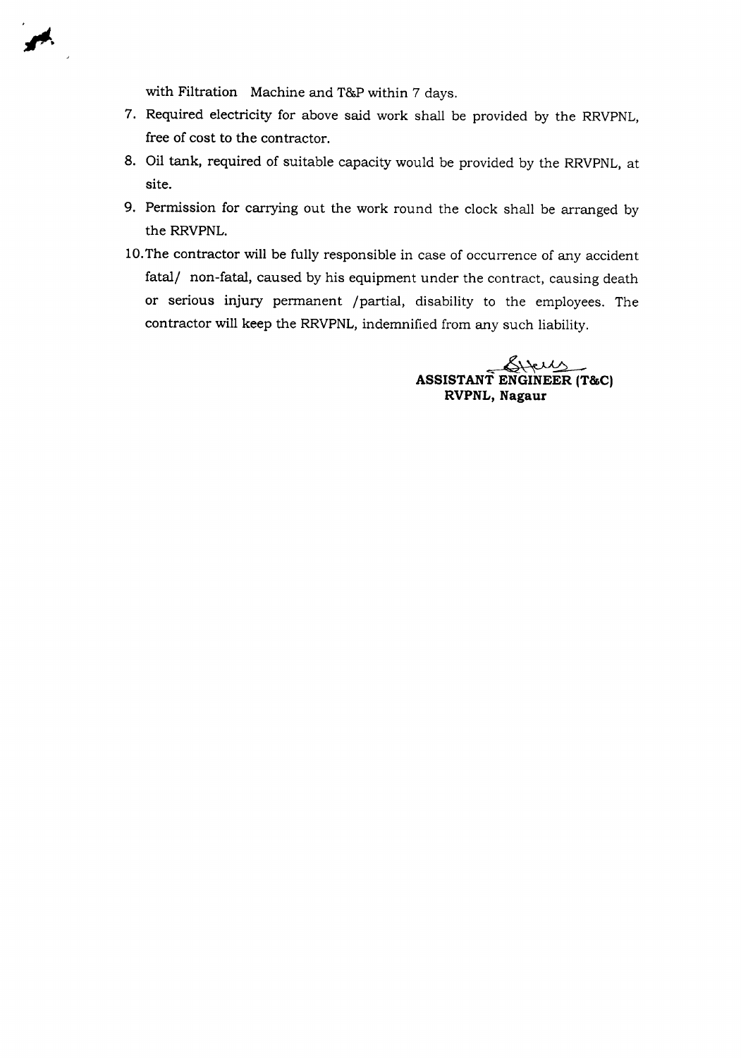with Filtration Machine and T&P within 7 days.

7. Required electricity for above said work shall be provided by the RRVPNL, free of cost to the contractor.
8. Oil tank, required of suitable capacity would be provided by the RRVPNL, at site.
9. Permission for carrying out the work round the clock shall be arranged by the RRVPNL.
10. The contractor will be fully responsible in case of occurrence of any accident fatal/ non-fatal, caused by his equipment under the contract, causing death or serious injury permanent /partial, disability to the employees. The contractor will keep the RRVPNL, indemnified from any such liability.

**ASSISTANT ENGINEER (T&C)**
**RVPNL, Nagaur**